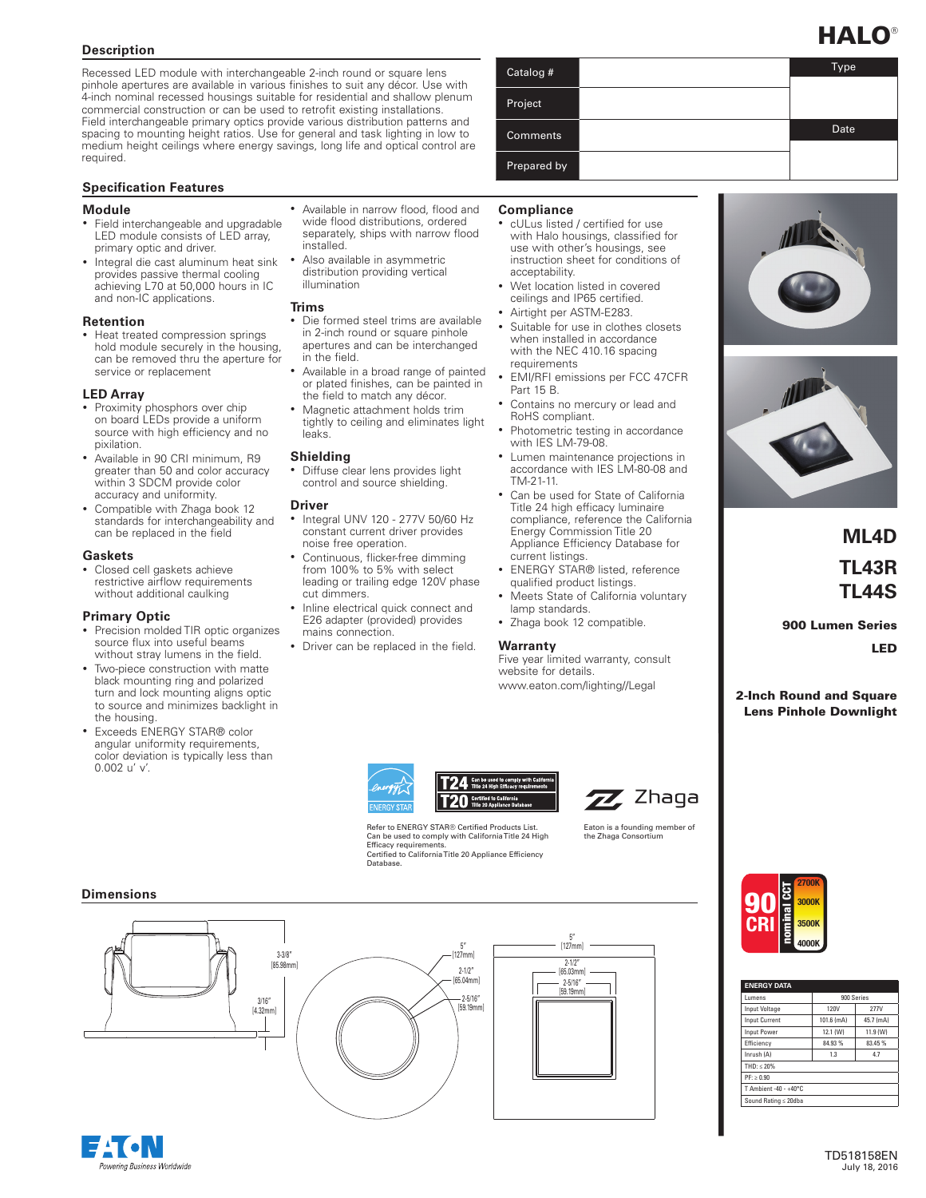HALO®

## Description

Recessed LED module with interchangeable 2-inch round or square lens pinhole apertures are available in various finishes to suit any décor. Use with 4-inch nominal recessed housings suitable for residential and shallow plenum commercial construction or can be used to retrofit existing installations. Field interchangeable primary optics provide various distribution patterns and spacing to mounting height ratios. Use for general and task lighting in low to medium height ceilings where energy savings, long life and optical control are required.

| Catalog # | | Type |
|---|---|---|
| Project | | |
| Comments | | Date |
| Prepared by | | |

## Specification Features

### Module

- Field interchangeable and upgradable LED module consists of LED array, primary optic and driver.
- Integral die cast aluminum heat sink provides passive thermal cooling achieving L70 at 50,000 hours in IC and non-IC applications.

### Retention

- Heat treated compression springs hold module securely in the housing, can be removed thru the aperture for service or replacement

### LED Array

- Proximity phosphors over chip on board LEDs provide a uniform source with high efficiency and no pixilation.
- Available in 90 CRI minimum, R9 greater than 50 and color accuracy within 3 SDCM provide color accuracy and uniformity.
- Compatible with Zhaga book 12 standards for interchangeability and can be replaced in the field

### Gaskets

- Closed cell gaskets achieve restrictive airflow requirements without additional caulking

### Primary Optic

- Precision molded TIR optic organizes source flux into useful beams without stray lumens in the field.
- Two-piece construction with matte black mounting ring and polarized turn and lock mounting aligns optic to source and minimizes backlight in the housing.
- Exceeds ENERGY STAR® color angular uniformity requirements, color deviation is typically less than 0.002 u' v'.
- Available in narrow flood, flood and wide flood distributions, ordered separately, ships with narrow flood installed.
- Also available in asymmetric distribution providing vertical illumination

### Trims

- Die formed steel trims are available in 2-inch round or square pinhole apertures and can be interchanged in the field.
- Available in a broad range of painted or plated finishes, can be painted in the field to match any décor.
- Magnetic attachment holds trim tightly to ceiling and eliminates light leaks.

### Shielding

- Diffuse clear lens provides light control and source shielding.

### Driver

- Integral UNV 120 - 277V 50/60 Hz constant current driver provides noise free operation.
- Continuous, flicker-free dimming from 100% to 5% with select leading or trailing edge 120V phase cut dimmers.
- Inline electrical quick connect and E26 adapter (provided) provides mains connection.
- Driver can be replaced in the field.

### Compliance

- cULus listed / certified for use with Halo housings, classified for use with other's housings, see instruction sheet for conditions of acceptability.
- Wet location listed in covered ceilings and IP65 certified.
- Airtight per ASTM-E283.
- Suitable for use in clothes closets when installed in accordance with the NEC 410.16 spacing requirements
- EMI/RFI emissions per FCC 47CFR Part 15 B.
- Contains no mercury or lead and RoHS compliant.
- Photometric testing in accordance with IES LM-79-08.
- Lumen maintenance projections in accordance with IES LM-80-08 and TM-21-11.
- Can be used for State of California Title 24 high efficacy luminaire compliance, reference the California Energy Commission Title 20 Appliance Efficiency Database for current listings.
- ENERGY STAR® listed, reference qualified product listings.
- Meets State of California voluntary lamp standards.
- Zhaga book 12 compatible.

### Warranty

Five year limited warranty, consult website for details.
www.eaton.com/lighting//Legal

T24 Can be used to comply with California Title 24 High Efficacy requirements
T20 Certified to California Title 20 Appliance Database

Refer to ENERGY STAR® Certified Products List.
Can be used to comply with California Title 24 High Efficacy requirements.
Certified to California Title 20 Appliance Efficiency Database.

Zhaga

Eaton is a founding member of the Zhaga Consortium

# ML4D
# TL43R
# TL44S

**900 Lumen Series**

**LED**

**2-Inch Round and Square Lens Pinhole Downlight**

90 CRI — nominal CCT: 2700K, 3000K, 3500K, 4000K

## Dimensions

3-3/8" [85.98mm]
3/16" [4.32mm]
5" [127mm]
2-1/2" [65.04mm]
2-5/16" [59.19mm]
5" [127mm]
2-1/2" [65.03mm]
2-5/16" [59.19mm]

| ENERGY DATA | | |
|---|---|---|
| Lumens | 900 Series | |
| Input Voltage | 120V | 277V |
| Input Current | 101.6 (mA) | 45.7 (mA) |
| Input Power | 12.1 (W) | 11.9 (W) |
| Efficiency | 84.93 % | 83.45 % |
| Inrush (A) | 1.3 | 4.7 |
| THD: ≤ 20% | | |
| PF: ≥ 0.90 | | |
| T Ambient -40 - +40°C | | |
| Sound Rating ≤ 20dba | | |

EATON
Powering Business Worldwide

TD518158EN
July 18, 2016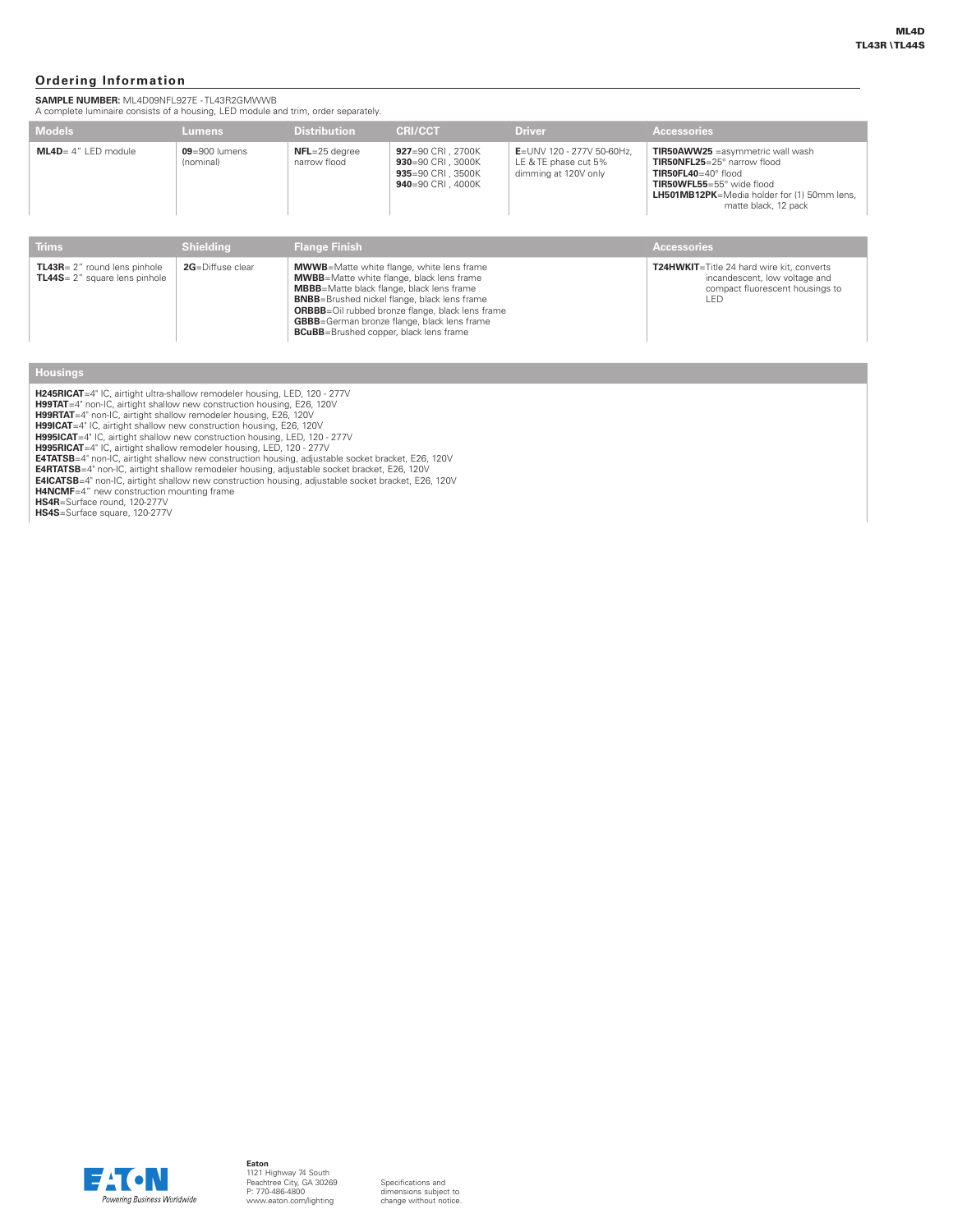## Ordering Information

**SAMPLE NUMBER:** ML4D09NFL927E -TL43R2GMWWB
A complete luminaire consists of a housing, LED module and trim, order separately.

| Models | Lumens | Distribution | CRI/CCT | Driver | Accessories |
|---|---|---|---|---|---|
| **ML4D**= 4" LED module | **09**=900 lumens (nominal) | **NFL**=25 degree narrow flood | **927**=90 CRI , 2700K<br>**930**=90 CRI , 3000K<br>**935**=90 CRI , 3500K<br>**940**=90 CRI , 4000K | **E**=UNV 120 - 277V 50-60Hz, LE & TE phase cut 5% dimming at 120V only | **TIR50AWW25** =asymmetric wall wash<br>**TIR50NFL25**=25° narrow flood<br>**TIR50FL40**=40° flood<br>**TIR50WFL55**=55° wide flood<br>**LH501MB12PK**=Media holder for (1) 50mm lens, matte black, 12 pack |

| Trims | Shielding | Flange Finish | Accessories |
|---|---|---|---|
| **TL43R**= 2" round lens pinhole<br>**TL44S**= 2" square lens pinhole | **2G**=Diffuse clear | **MWWB**=Matte white flange, white lens frame<br>**MWBB**=Matte white flange, black lens frame<br>**MBBB**=Matte black flange, black lens frame<br>**BNBB**=Brushed nickel flange, black lens frame<br>**ORBBB**=Oil rubbed bronze flange, black lens frame<br>**GBBB**=German bronze flange, black lens frame<br>**BCuBB**=Brushed copper, black lens frame | **T24HWKIT**=Title 24 hard wire kit, converts incandescent, low voltage and compact fluorescent housings to LED |

| Housings |
|---|
| **H245RICAT**=4" IC, airtight ultra-shallow remodeler housing, LED, 120 - 277V<br>**H99TAT**=4" non-IC, airtight shallow new construction housing, E26, 120V<br>**H99RTAT**=4" non-IC, airtight shallow remodeler housing, E26, 120V<br>**H99ICAT**=4" IC, airtight shallow new construction housing, E26, 120V<br>**H995ICAT**=4" IC, airtight shallow new construction housing, LED, 120 - 277V<br>**H995RICAT**=4" IC, airtight shallow remodeler housing, LED, 120 - 277V<br>**E4TATSB**=4" non-IC, airtight shallow new construction housing, adjustable socket bracket, E26, 120V<br>**E4RTATSB**=4" non-IC, airtight shallow remodeler housing, adjustable socket bracket, E26, 120V<br>**E4ICATSB**=4" non-IC, airtight shallow new construction housing, adjustable socket bracket, E26, 120V<br>**H4NCMF**=4" new construction mounting frame<br>**HS4R**=Surface round, 120-277V<br>**HS4S**=Surface square, 120-277V |

EATON
Powering Business Worldwide

**Eaton**
1121 Highway 74 South
Peachtree City, GA 30269
P: 770-486-4800
www.eaton.com/lighting

Specifications and dimensions subject to change without notice.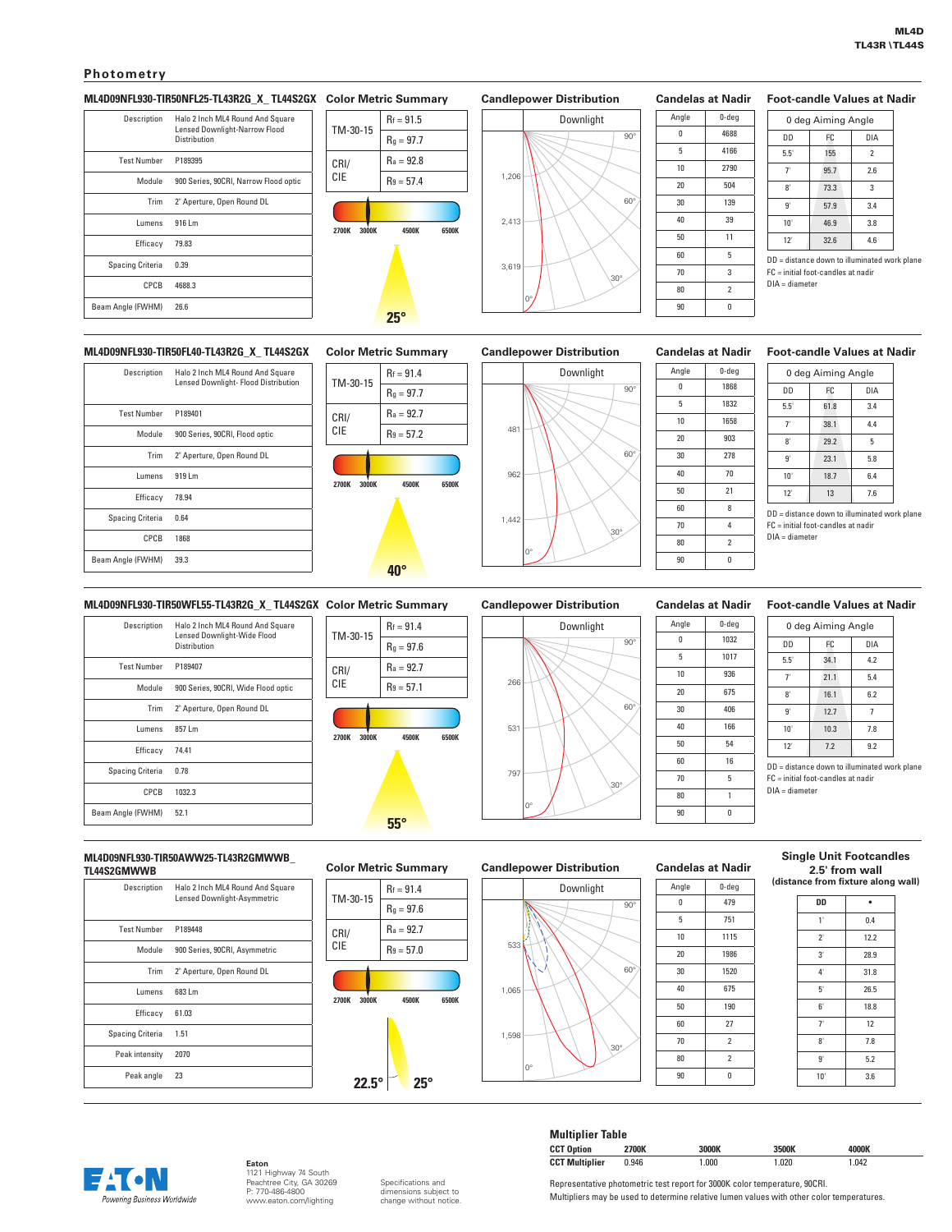## Photometry

### ML4D09NFL930-TIR50NFL25-TL43R2G_X_ TL44S2GX

| | |
|---|---|
| Description | Halo 2 Inch ML4 Round And Square Lensed Downlight-Narrow Flood Distribution |
| Test Number | P189395 |
| Module | 900 Series, 90CRI, Narrow Flood optic |
| Trim | 2" Aperture, Open Round DL |
| Lumens | 916 Lm |
| Efficacy | 79.83 |
| Spacing Criteria | 0.39 |
| CPCB | 4688.3 |
| Beam Angle (FWHM) | 26.6 |

**Color Metric Summary**

| | |
|---|---|
| TM-30-15 | $R_f$ = 91.5 |
| | $R_g$ = 97.7 |
| CRI/ CIE | $R_a$ = 92.8 |
| | $R_9$ = 57.4 |

2700K 3000K 4500K 6500K

25°

**Candlepower Distribution**

Downlight

90° 60° 30° 0°

1,206
2,413
3,619

**Candelas at Nadir**

| Angle | 0-deg |
|---|---|
| 0 | 4688 |
| 5 | 4166 |
| 10 | 2790 |
| 20 | 504 |
| 30 | 139 |
| 40 | 39 |
| 50 | 11 |
| 60 | 5 |
| 70 | 3 |
| 80 | 2 |
| 90 | 0 |

**Foot-candle Values at Nadir**

0 deg Aiming Angle

| DD | FC | DIA |
|---|---|---|
| 5.5' | 155 | 2 |
| 7' | 95.7 | 2.6 |
| 8' | 73.3 | 3 |
| 9' | 57.9 | 3.4 |
| 10' | 46.9 | 3.8 |
| 12' | 32.6 | 4.6 |

DD = distance down to illuminated work plane
FC = initial foot-candles at nadir
DIA = diameter

### ML4D09NFL930-TIR50FL40-TL43R2G_X_ TL44S2GX

| | |
|---|---|
| Description | Halo 2 Inch ML4 Round And Square Lensed Downlight- Flood Distribution |
| Test Number | P189401 |
| Module | 900 Series, 90CRI, Flood optic |
| Trim | 2" Aperture, Open Round DL |
| Lumens | 919 Lm |
| Efficacy | 78.94 |
| Spacing Criteria | 0.64 |
| CPCB | 1868 |
| Beam Angle (FWHM) | 39.3 |

**Color Metric Summary**

| | |
|---|---|
| TM-30-15 | $R_f$ = 91.4 |
| | $R_g$ = 97.7 |
| CRI/ CIE | $R_a$ = 92.7 |
| | $R_9$ = 57.2 |

2700K 3000K 4500K 6500K

40°

**Candlepower Distribution**

Downlight

90° 60° 30° 0°

481
962
1,442

**Candelas at Nadir**

| Angle | 0-deg |
|---|---|
| 0 | 1868 |
| 5 | 1832 |
| 10 | 1658 |
| 20 | 903 |
| 30 | 278 |
| 40 | 70 |
| 50 | 21 |
| 60 | 8 |
| 70 | 4 |
| 80 | 2 |
| 90 | 0 |

**Foot-candle Values at Nadir**

0 deg Aiming Angle

| DD | FC | DIA |
|---|---|---|
| 5.5' | 61.8 | 3.4 |
| 7' | 38.1 | 4.4 |
| 8' | 29.2 | 5 |
| 9' | 23.1 | 5.8 |
| 10' | 18.7 | 6.4 |
| 12' | 13 | 7.6 |

DD = distance down to illuminated work plane
FC = initial foot-candles at nadir
DIA = diameter

### ML4D09NFL930-TIR50WFL55-TL43R2G_X_ TL44S2GX

| | |
|---|---|
| Description | Halo 2 Inch ML4 Round And Square Lensed Downlight-Wide Flood Distribution |
| Test Number | P189407 |
| Module | 900 Series, 90CRI, Wide Flood optic |
| Trim | 2" Aperture, Open Round DL |
| Lumens | 857 Lm |
| Efficacy | 74.41 |
| Spacing Criteria | 0.78 |
| CPCB | 1032.3 |
| Beam Angle (FWHM) | 52.1 |

**Color Metric Summary**

| | |
|---|---|
| TM-30-15 | $R_f$ = 91.4 |
| | $R_g$ = 97.6 |
| CRI/ CIE | $R_a$ = 92.7 |
| | $R_9$ = 57.1 |

2700K 3000K 4500K 6500K

55°

**Candlepower Distribution**

Downlight

90° 60° 30° 0°

266
531
797

**Candelas at Nadir**

| Angle | 0-deg |
|---|---|
| 0 | 1032 |
| 5 | 1017 |
| 10 | 936 |
| 20 | 675 |
| 30 | 406 |
| 40 | 166 |
| 50 | 54 |
| 60 | 16 |
| 70 | 5 |
| 80 | 1 |
| 90 | 0 |

**Foot-candle Values at Nadir**

0 deg Aiming Angle

| DD | FC | DIA |
|---|---|---|
| 5.5' | 34.1 | 4.2 |
| 7' | 21.1 | 5.4 |
| 8' | 16.1 | 6.2 |
| 9' | 12.7 | 7 |
| 10' | 10.3 | 7.8 |
| 12' | 7.2 | 9.2 |

DD = distance down to illuminated work plane
FC = initial foot-candles at nadir
DIA = diameter

### ML4D09NFL930-TIR50AWW25-TL43R2GMWWB_ TL44S2GMWWB

| | |
|---|---|
| Description | Halo 2 Inch ML4 Round And Square Lensed Downlight-Asymmetric |
| Test Number | P189448 |
| Module | 900 Series, 90CRI, Asymmetric |
| Trim | 2" Aperture, Open Round DL |
| Lumens | 683 Lm |
| Efficacy | 61.03 |
| Spacing Criteria | 1.51 |
| Peak intensity | 2070 |
| Peak angle | 23 |

**Color Metric Summary**

| | |
|---|---|
| TM-30-15 | $R_f$ = 91.4 |
| | $R_g$ = 97.6 |
| CRI/ CIE | $R_a$ = 92.7 |
| | $R_9$ = 57.0 |

2700K 3000K 4500K 6500K

22.5° 25°

**Candlepower Distribution**

Downlight

90° 60° 30° 0°

533
1,065
1,598

**Candelas at Nadir**

| Angle | 0-deg |
|---|---|
| 0 | 479 |
| 5 | 751 |
| 10 | 1115 |
| 20 | 1986 |
| 30 | 1520 |
| 40 | 675 |
| 50 | 190 |
| 60 | 27 |
| 70 | 2 |
| 80 | 2 |
| 90 | 0 |

**Single Unit Footcandles 2.5' from wall**
**(distance from fixture along wall)**

| DD | • |
|---|---|
| 1' | 0.4 |
| 2' | 12.2 |
| 3' | 28.9 |
| 4' | 31.8 |
| 5' | 26.5 |
| 6' | 18.8 |
| 7' | 12 |
| 8' | 7.8 |
| 9' | 5.2 |
| 10' | 3.6 |

**Multiplier Table**

| CCT Option | 2700K | 3000K | 3500K | 4000K |
|---|---|---|---|---|
| CCT Multiplier | 0.946 | 1.000 | 1.020 | 1.042 |

Representative photometric test report for 3000K color temperature, 90CRI.
Multipliers may be used to determine relative lumen values with other color temperatures.

EATON
*Powering Business Worldwide*

**Eaton**
1121 Highway 74 South
Peachtree City, GA 30269
P: 770-486-4800
www.eaton.com/lighting

Specifications and dimensions subject to change without notice.